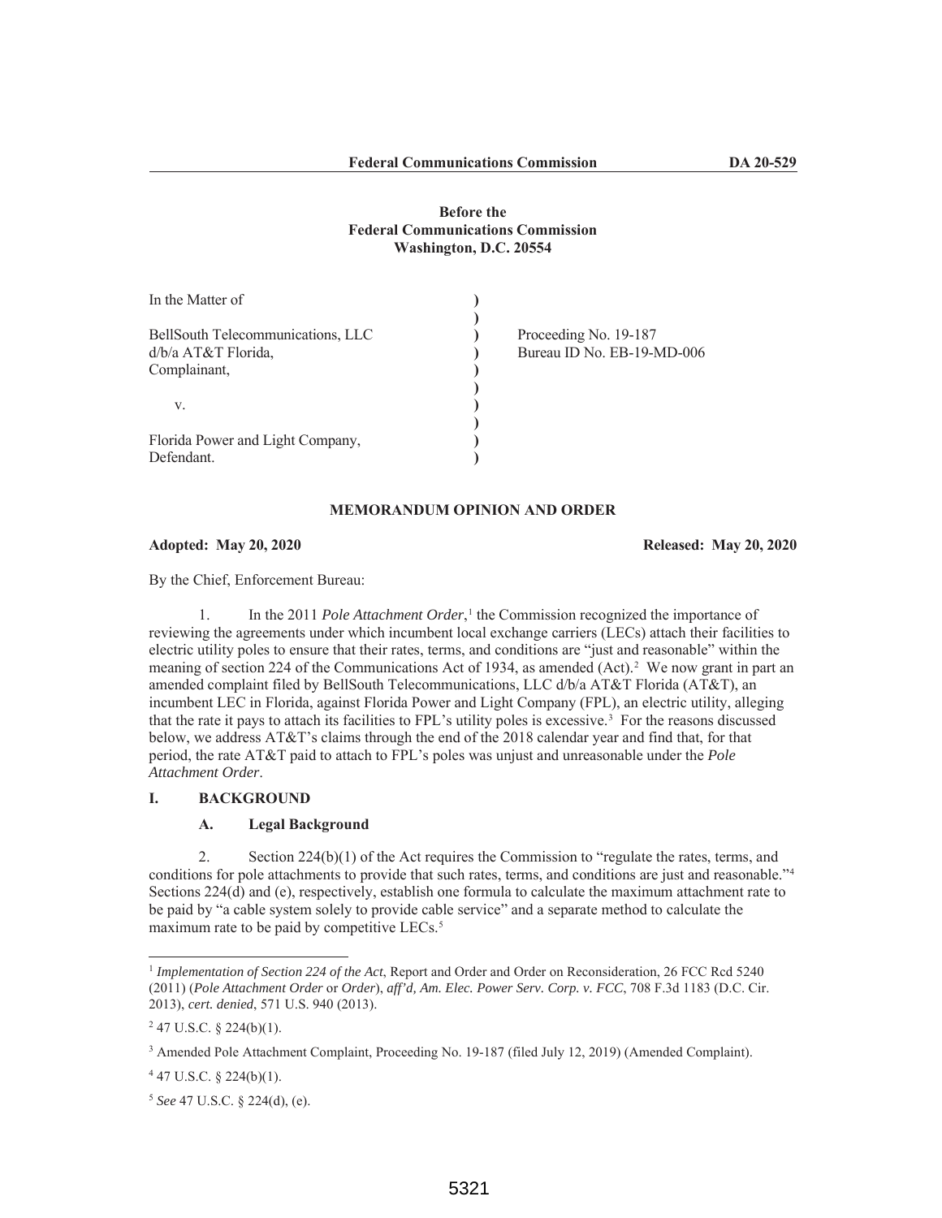**Before the**
**Federal Communications Commission**
**Washington, D.C. 20554**

| | | |
|---|---|---|
| In the Matter of | ) | |
| | ) | |
| BellSouth Telecommunications, LLC | ) | Proceeding No. 19-187 |
| d/b/a AT&T Florida, | ) | Bureau ID No. EB-19-MD-006 |
| Complainant, | ) | |
| | ) | |
| v. | ) | |
| | ) | |
| Florida Power and Light Company, | ) | |
| Defendant. | ) | |

## MEMORANDUM OPINION AND ORDER

**Adopted: May 20, 2020** **Released: May 20, 2020**

By the Chief, Enforcement Bureau:

1. In the 2011 *Pole Attachment Order*,[1] the Commission recognized the importance of reviewing the agreements under which incumbent local exchange carriers (LECs) attach their facilities to electric utility poles to ensure that their rates, terms, and conditions are "just and reasonable" within the meaning of section 224 of the Communications Act of 1934, as amended (Act).[2] We now grant in part an amended complaint filed by BellSouth Telecommunications, LLC d/b/a AT&T Florida (AT&T), an incumbent LEC in Florida, against Florida Power and Light Company (FPL), an electric utility, alleging that the rate it pays to attach its facilities to FPL's utility poles is excessive.[3] For the reasons discussed below, we address AT&T's claims through the end of the 2018 calendar year and find that, for that period, the rate AT&T paid to attach to FPL's poles was unjust and unreasonable under the *Pole Attachment Order*.

## I. BACKGROUND

### A. Legal Background

2. Section 224(b)(1) of the Act requires the Commission to "regulate the rates, terms, and conditions for pole attachments to provide that such rates, terms, and conditions are just and reasonable."[4] Sections 224(d) and (e), respectively, establish one formula to calculate the maximum attachment rate to be paid by "a cable system solely to provide cable service" and a separate method to calculate the maximum rate to be paid by competitive LECs.[5]

---

[1] *Implementation of Section 224 of the Act*, Report and Order and Order on Reconsideration, 26 FCC Rcd 5240 (2011) (*Pole Attachment Order* or *Order*), *aff'd, Am. Elec. Power Serv. Corp. v. FCC*, 708 F.3d 1183 (D.C. Cir. 2013), *cert. denied*, 571 U.S. 940 (2013).

[2] 47 U.S.C. § 224(b)(1).

[3] Amended Pole Attachment Complaint, Proceeding No. 19-187 (filed July 12, 2019) (Amended Complaint).

[4] 47 U.S.C. § 224(b)(1).

[5] *See* 47 U.S.C. § 224(d), (e).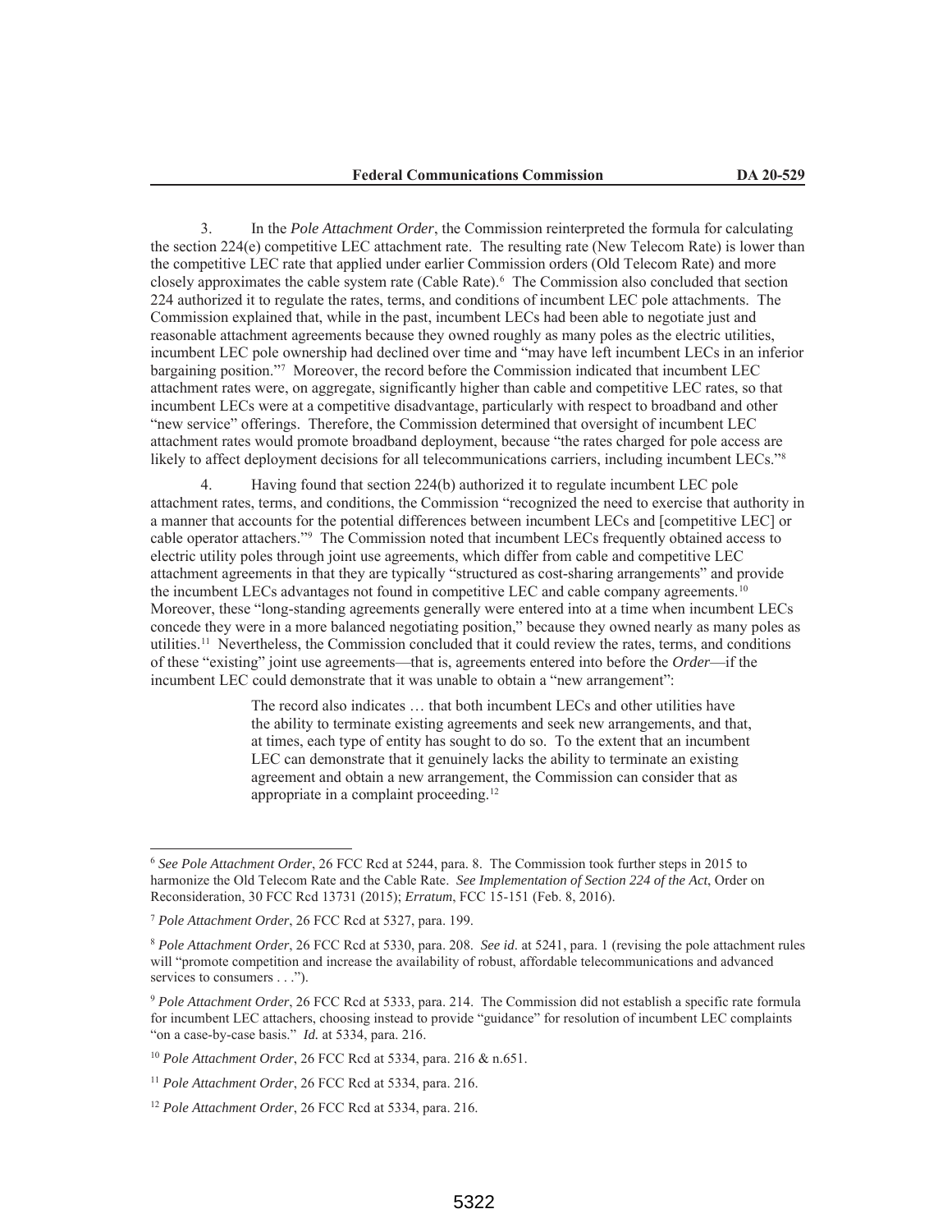3. In the *Pole Attachment Order*, the Commission reinterpreted the formula for calculating the section 224(e) competitive LEC attachment rate. The resulting rate (New Telecom Rate) is lower than the competitive LEC rate that applied under earlier Commission orders (Old Telecom Rate) and more closely approximates the cable system rate (Cable Rate).[6] The Commission also concluded that section 224 authorized it to regulate the rates, terms, and conditions of incumbent LEC pole attachments. The Commission explained that, while in the past, incumbent LECs had been able to negotiate just and reasonable attachment agreements because they owned roughly as many poles as the electric utilities, incumbent LEC pole ownership had declined over time and "may have left incumbent LECs in an inferior bargaining position."[7] Moreover, the record before the Commission indicated that incumbent LEC attachment rates were, on aggregate, significantly higher than cable and competitive LEC rates, so that incumbent LECs were at a competitive disadvantage, particularly with respect to broadband and other "new service" offerings. Therefore, the Commission determined that oversight of incumbent LEC attachment rates would promote broadband deployment, because "the rates charged for pole access are likely to affect deployment decisions for all telecommunications carriers, including incumbent LECs."[8]

4. Having found that section 224(b) authorized it to regulate incumbent LEC pole attachment rates, terms, and conditions, the Commission "recognized the need to exercise that authority in a manner that accounts for the potential differences between incumbent LECs and [competitive LEC] or cable operator attachers."[9] The Commission noted that incumbent LECs frequently obtained access to electric utility poles through joint use agreements, which differ from cable and competitive LEC attachment agreements in that they are typically "structured as cost-sharing arrangements" and provide the incumbent LECs advantages not found in competitive LEC and cable company agreements.[10] Moreover, these "long-standing agreements generally were entered into at a time when incumbent LECs concede they were in a more balanced negotiating position," because they owned nearly as many poles as utilities.[11] Nevertheless, the Commission concluded that it could review the rates, terms, and conditions of these "existing" joint use agreements—that is, agreements entered into before the *Order*—if the incumbent LEC could demonstrate that it was unable to obtain a "new arrangement":

> The record also indicates … that both incumbent LECs and other utilities have the ability to terminate existing agreements and seek new arrangements, and that, at times, each type of entity has sought to do so. To the extent that an incumbent LEC can demonstrate that it genuinely lacks the ability to terminate an existing agreement and obtain a new arrangement, the Commission can consider that as appropriate in a complaint proceeding.[12]

---

[6] *See Pole Attachment Order*, 26 FCC Rcd at 5244, para. 8. The Commission took further steps in 2015 to harmonize the Old Telecom Rate and the Cable Rate. *See Implementation of Section 224 of the Act*, Order on Reconsideration, 30 FCC Rcd 13731 (2015); *Erratum*, FCC 15-151 (Feb. 8, 2016).

[7] *Pole Attachment Order*, 26 FCC Rcd at 5327, para. 199.

[8] *Pole Attachment Order*, 26 FCC Rcd at 5330, para. 208. *See id*. at 5241, para. 1 (revising the pole attachment rules will "promote competition and increase the availability of robust, affordable telecommunications and advanced services to consumers . . .").

[9] *Pole Attachment Order*, 26 FCC Rcd at 5333, para. 214. The Commission did not establish a specific rate formula for incumbent LEC attachers, choosing instead to provide "guidance" for resolution of incumbent LEC complaints "on a case-by-case basis." *Id.* at 5334, para. 216.

[10] *Pole Attachment Order*, 26 FCC Rcd at 5334, para. 216 & n.651.

[11] *Pole Attachment Order*, 26 FCC Rcd at 5334, para. 216.

[12] *Pole Attachment Order*, 26 FCC Rcd at 5334, para. 216.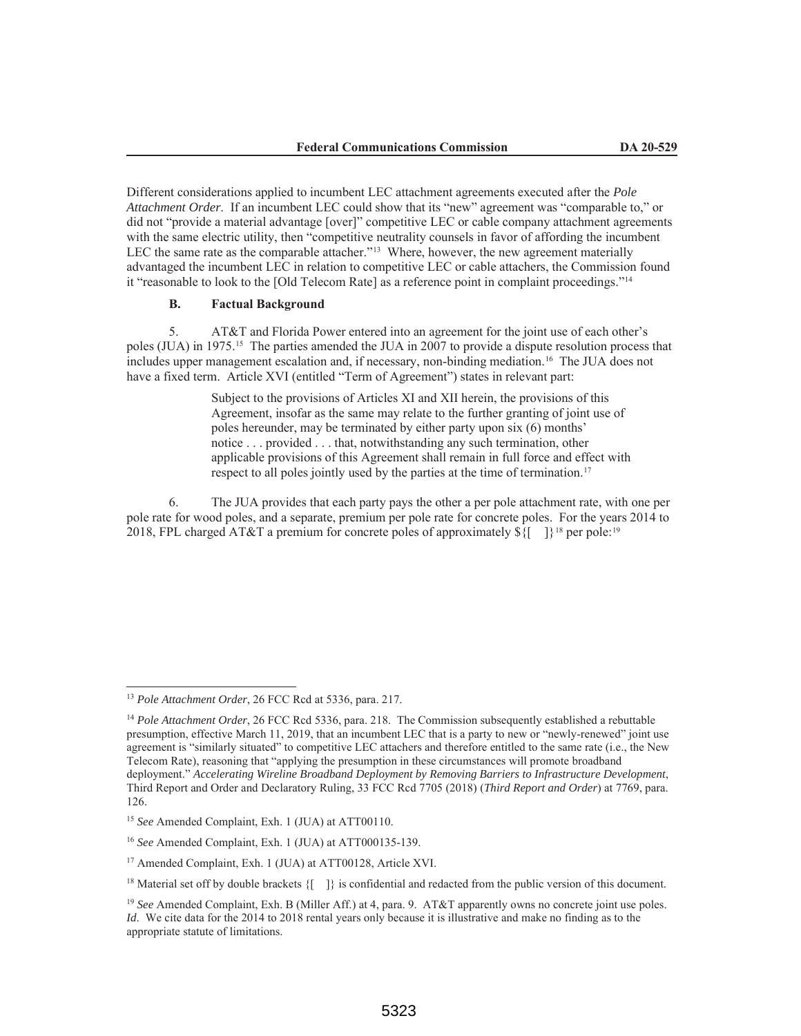Different considerations applied to incumbent LEC attachment agreements executed after the *Pole Attachment Order*. If an incumbent LEC could show that its "new" agreement was "comparable to," or did not "provide a material advantage [over]" competitive LEC or cable company attachment agreements with the same electric utility, then "competitive neutrality counsels in favor of affording the incumbent LEC the same rate as the comparable attacher."[13] Where, however, the new agreement materially advantaged the incumbent LEC in relation to competitive LEC or cable attachers, the Commission found it "reasonable to look to the [Old Telecom Rate] as a reference point in complaint proceedings."[14]

### B. Factual Background

5. AT&T and Florida Power entered into an agreement for the joint use of each other's poles (JUA) in 1975.[15] The parties amended the JUA in 2007 to provide a dispute resolution process that includes upper management escalation and, if necessary, non-binding mediation.[16] The JUA does not have a fixed term. Article XVI (entitled "Term of Agreement") states in relevant part:

> Subject to the provisions of Articles XI and XII herein, the provisions of this Agreement, insofar as the same may relate to the further granting of joint use of poles hereunder, may be terminated by either party upon six (6) months' notice . . . provided . . . that, notwithstanding any such termination, other applicable provisions of this Agreement shall remain in full force and effect with respect to all poles jointly used by the parties at the time of termination.[17]

6. The JUA provides that each party pays the other a per pole attachment rate, with one per pole rate for wood poles, and a separate, premium per pole rate for concrete poles. For the years 2014 to 2018, FPL charged AT&T a premium for concrete poles of approximately ${[ ]}[18] per pole:[19]

---

[13] *Pole Attachment Order*, 26 FCC Rcd at 5336, para. 217.

[14] *Pole Attachment Order*, 26 FCC Rcd 5336, para. 218. The Commission subsequently established a rebuttable presumption, effective March 11, 2019, that an incumbent LEC that is a party to new or "newly-renewed" joint use agreement is "similarly situated" to competitive LEC attachers and therefore entitled to the same rate (i.e., the New Telecom Rate), reasoning that "applying the presumption in these circumstances will promote broadband deployment." *Accelerating Wireline Broadband Deployment by Removing Barriers to Infrastructure Development*, Third Report and Order and Declaratory Ruling, 33 FCC Rcd 7705 (2018) (*Third Report and Order*) at 7769, para. 126.

[15] *See* Amended Complaint, Exh. 1 (JUA) at ATT00110.

[16] *See* Amended Complaint, Exh. 1 (JUA) at ATT000135-139.

[17] Amended Complaint, Exh. 1 (JUA) at ATT00128, Article XVI.

[18] Material set off by double brackets {[ ]} is confidential and redacted from the public version of this document.

[19] *See* Amended Complaint, Exh. B (Miller Aff.) at 4, para. 9. AT&T apparently owns no concrete joint use poles. *Id*. We cite data for the 2014 to 2018 rental years only because it is illustrative and make no finding as to the appropriate statute of limitations.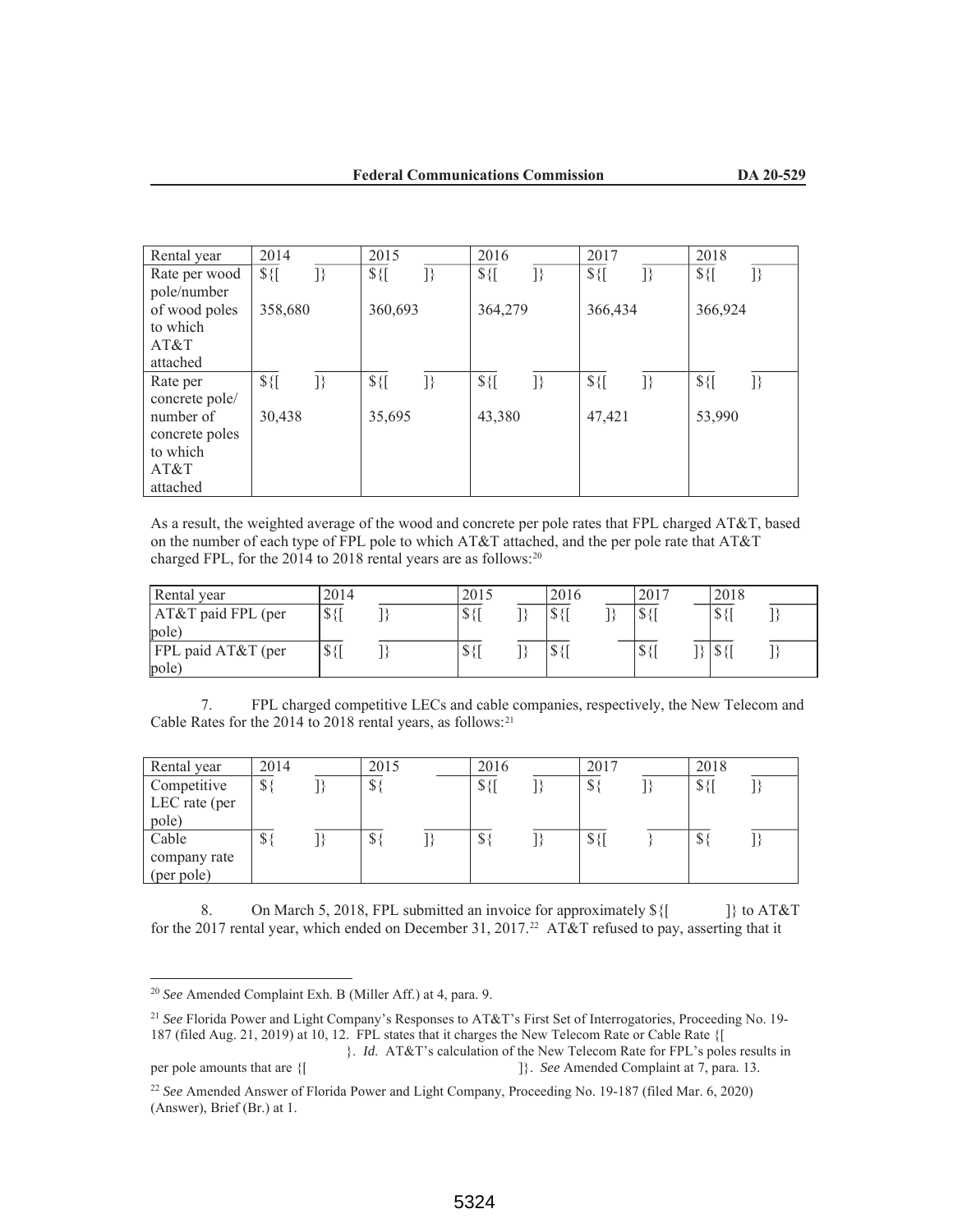| Rental year | 2014 | 2015 | 2016 | 2017 | 2018 |
|---|---|---|---|---|---|
| Rate per wood pole/number of wood poles to which AT&T attached | ${[ ]} 358,680 | ${[ ]} 360,693 | ${[ ]} 364,279 | ${[ ]} 366,434 | ${[ ]} 366,924 |
| Rate per concrete pole/ number of concrete poles to which AT&T attached | ${[ ]} 30,438 | ${[ ]} 35,695 | ${[ ]} 43,380 | ${[ ]} 47,421 | ${[ ]} 53,990 |

As a result, the weighted average of the wood and concrete per pole rates that FPL charged AT&T, based on the number of each type of FPL pole to which AT&T attached, and the per pole rate that AT&T charged FPL, for the 2014 to 2018 rental years are as follows:[20]

| Rental year | 2014 | 2015 | 2016 | 2017 | 2018 |
|---|---|---|---|---|---|
| AT&T paid FPL (per pole) | ${[ ]} | ${[ ]} | ${[ ]} | ${[ | ${[ ]} |
| FPL paid AT&T (per pole) | ${[ ]} | ${[ ]} | ${[ | ${[ ]} | ${[ ]} |

7. FPL charged competitive LECs and cable companies, respectively, the New Telecom and Cable Rates for the 2014 to 2018 rental years, as follows:[21]

| Rental year | 2014 | 2015 | 2016 | 2017 | 2018 |
|---|---|---|---|---|---|
| Competitive LEC rate (per pole) | ${ ]} | ${ | ${[ ]} | ${ ]} | ${[ ]} |
| Cable company rate (per pole) | ${ ]} | ${ ]} | ${ ]} | ${[ } | ${ ]} |

8. On March 5, 2018, FPL submitted an invoice for approximately ${[ ]} to AT&T for the 2017 rental year, which ended on December 31, 2017.[22] AT&T refused to pay, asserting that it

---

[20] *See* Amended Complaint Exh. B (Miller Aff.) at 4, para. 9.

[21] *See* Florida Power and Light Company's Responses to AT&T's First Set of Interrogatories, Proceeding No. 19-187 (filed Aug. 21, 2019) at 10, 12. FPL states that it charges the New Telecom Rate or Cable Rate {[ }. *Id*. AT&T's calculation of the New Telecom Rate for FPL's poles results in per pole amounts that are {[ ]}. *See* Amended Complaint at 7, para. 13.

[22] *See* Amended Answer of Florida Power and Light Company, Proceeding No. 19-187 (filed Mar. 6, 2020) (Answer), Brief (Br.) at 1.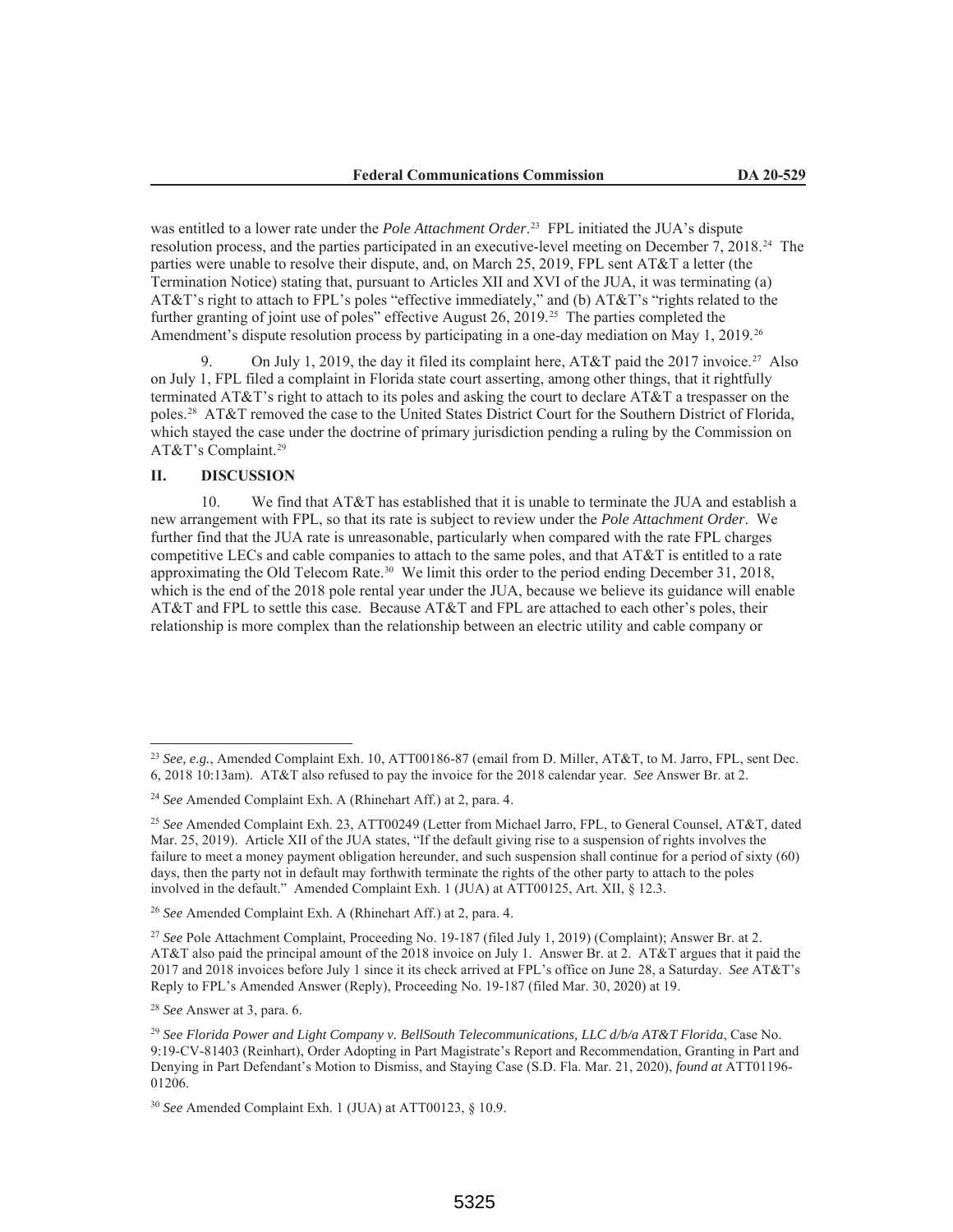was entitled to a lower rate under the *Pole Attachment Order*.[23] FPL initiated the JUA's dispute resolution process, and the parties participated in an executive-level meeting on December 7, 2018.[24] The parties were unable to resolve their dispute, and, on March 25, 2019, FPL sent AT&T a letter (the Termination Notice) stating that, pursuant to Articles XII and XVI of the JUA, it was terminating (a) AT&T's right to attach to FPL's poles "effective immediately," and (b) AT&T's "rights related to the further granting of joint use of poles" effective August 26, 2019.[25] The parties completed the Amendment's dispute resolution process by participating in a one-day mediation on May 1, 2019.[26]

9. On July 1, 2019, the day it filed its complaint here, AT&T paid the 2017 invoice.[27] Also on July 1, FPL filed a complaint in Florida state court asserting, among other things, that it rightfully terminated AT&T's right to attach to its poles and asking the court to declare AT&T a trespasser on the poles.[28] AT&T removed the case to the United States District Court for the Southern District of Florida, which stayed the case under the doctrine of primary jurisdiction pending a ruling by the Commission on AT&T's Complaint.[29]

## II. DISCUSSION

10. We find that AT&T has established that it is unable to terminate the JUA and establish a new arrangement with FPL, so that its rate is subject to review under the *Pole Attachment Order*. We further find that the JUA rate is unreasonable, particularly when compared with the rate FPL charges competitive LECs and cable companies to attach to the same poles, and that AT&T is entitled to a rate approximating the Old Telecom Rate.[30] We limit this order to the period ending December 31, 2018, which is the end of the 2018 pole rental year under the JUA, because we believe its guidance will enable AT&T and FPL to settle this case. Because AT&T and FPL are attached to each other's poles, their relationship is more complex than the relationship between an electric utility and cable company or

---

[23] *See, e.g.*, Amended Complaint Exh. 10, ATT00186-87 (email from D. Miller, AT&T, to M. Jarro, FPL, sent Dec. 6, 2018 10:13am). AT&T also refused to pay the invoice for the 2018 calendar year. *See* Answer Br. at 2.

[24] *See* Amended Complaint Exh. A (Rhinehart Aff.) at 2, para. 4.

[25] *See* Amended Complaint Exh. 23, ATT00249 (Letter from Michael Jarro, FPL, to General Counsel, AT&T, dated Mar. 25, 2019). Article XII of the JUA states, "If the default giving rise to a suspension of rights involves the failure to meet a money payment obligation hereunder, and such suspension shall continue for a period of sixty (60) days, then the party not in default may forthwith terminate the rights of the other party to attach to the poles involved in the default." Amended Complaint Exh. 1 (JUA) at ATT00125, Art. XII, § 12.3.

[26] *See* Amended Complaint Exh. A (Rhinehart Aff.) at 2, para. 4.

[27] *See* Pole Attachment Complaint, Proceeding No. 19-187 (filed July 1, 2019) (Complaint); Answer Br. at 2. AT&T also paid the principal amount of the 2018 invoice on July 1. Answer Br. at 2. AT&T argues that it paid the 2017 and 2018 invoices before July 1 since it its check arrived at FPL's office on June 28, a Saturday. *See* AT&T's Reply to FPL's Amended Answer (Reply), Proceeding No. 19-187 (filed Mar. 30, 2020) at 19.

[28] *See* Answer at 3, para. 6.

[29] *See Florida Power and Light Company v. BellSouth Telecommunications, LLC d/b/a AT&T Florida*, Case No. 9:19-CV-81403 (Reinhart), Order Adopting in Part Magistrate's Report and Recommendation, Granting in Part and Denying in Part Defendant's Motion to Dismiss, and Staying Case (S.D. Fla. Mar. 21, 2020), *found at* ATT01196-01206.

[30] *See* Amended Complaint Exh. 1 (JUA) at ATT00123, § 10.9.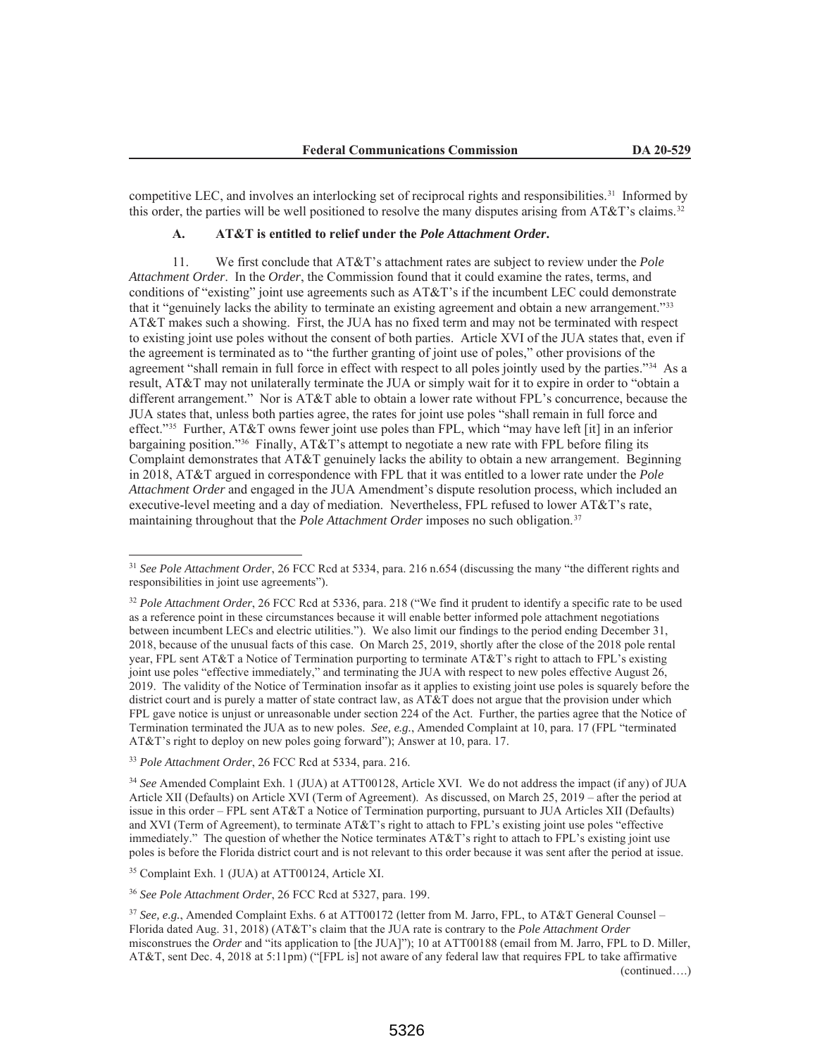competitive LEC, and involves an interlocking set of reciprocal rights and responsibilities.[31] Informed by this order, the parties will be well positioned to resolve the many disputes arising from AT&T's claims.[32]

### A. AT&T is entitled to relief under the *Pole Attachment Order*.

11. We first conclude that AT&T's attachment rates are subject to review under the *Pole Attachment Order*. In the *Order*, the Commission found that it could examine the rates, terms, and conditions of "existing" joint use agreements such as AT&T's if the incumbent LEC could demonstrate that it "genuinely lacks the ability to terminate an existing agreement and obtain a new arrangement."[33] AT&T makes such a showing. First, the JUA has no fixed term and may not be terminated with respect to existing joint use poles without the consent of both parties. Article XVI of the JUA states that, even if the agreement is terminated as to "the further granting of joint use of poles," other provisions of the agreement "shall remain in full force in effect with respect to all poles jointly used by the parties."[34] As a result, AT&T may not unilaterally terminate the JUA or simply wait for it to expire in order to "obtain a different arrangement." Nor is AT&T able to obtain a lower rate without FPL's concurrence, because the JUA states that, unless both parties agree, the rates for joint use poles "shall remain in full force and effect."[35] Further, AT&T owns fewer joint use poles than FPL, which "may have left [it] in an inferior bargaining position."[36] Finally, AT&T's attempt to negotiate a new rate with FPL before filing its Complaint demonstrates that AT&T genuinely lacks the ability to obtain a new arrangement. Beginning in 2018, AT&T argued in correspondence with FPL that it was entitled to a lower rate under the *Pole Attachment Order* and engaged in the JUA Amendment's dispute resolution process, which included an executive-level meeting and a day of mediation. Nevertheless, FPL refused to lower AT&T's rate, maintaining throughout that the *Pole Attachment Order* imposes no such obligation.[37]

---

[31] *See Pole Attachment Order*, 26 FCC Rcd at 5334, para. 216 n.654 (discussing the many "the different rights and responsibilities in joint use agreements").

[32] *Pole Attachment Order*, 26 FCC Rcd at 5336, para. 218 ("We find it prudent to identify a specific rate to be used as a reference point in these circumstances because it will enable better informed pole attachment negotiations between incumbent LECs and electric utilities."). We also limit our findings to the period ending December 31, 2018, because of the unusual facts of this case. On March 25, 2019, shortly after the close of the 2018 pole rental year, FPL sent AT&T a Notice of Termination purporting to terminate AT&T's right to attach to FPL's existing joint use poles "effective immediately," and terminating the JUA with respect to new poles effective August 26, 2019. The validity of the Notice of Termination insofar as it applies to existing joint use poles is squarely before the district court and is purely a matter of state contract law, as AT&T does not argue that the provision under which FPL gave notice is unjust or unreasonable under section 224 of the Act. Further, the parties agree that the Notice of Termination terminated the JUA as to new poles. *See, e.g.*, Amended Complaint at 10, para. 17 (FPL "terminated AT&T's right to deploy on new poles going forward"); Answer at 10, para. 17.

[33] *Pole Attachment Order*, 26 FCC Rcd at 5334, para. 216.

[34] *See* Amended Complaint Exh. 1 (JUA) at ATT00128, Article XVI. We do not address the impact (if any) of JUA Article XII (Defaults) on Article XVI (Term of Agreement). As discussed, on March 25, 2019 – after the period at issue in this order – FPL sent AT&T a Notice of Termination purporting, pursuant to JUA Articles XII (Defaults) and XVI (Term of Agreement), to terminate AT&T's right to attach to FPL's existing joint use poles "effective immediately." The question of whether the Notice terminates AT&T's right to attach to FPL's existing joint use poles is before the Florida district court and is not relevant to this order because it was sent after the period at issue.

[35] Complaint Exh. 1 (JUA) at ATT00124, Article XI.

[36] *See Pole Attachment Order*, 26 FCC Rcd at 5327, para. 199.

[37] *See, e.g.*, Amended Complaint Exhs. 6 at ATT00172 (letter from M. Jarro, FPL, to AT&T General Counsel – Florida dated Aug. 31, 2018) (AT&T's claim that the JUA rate is contrary to the *Pole Attachment Order* misconstrues the *Order* and "its application to [the JUA]"); 10 at ATT00188 (email from M. Jarro, FPL to D. Miller, AT&T, sent Dec. 4, 2018 at 5:11pm) ("[FPL is] not aware of any federal law that requires FPL to take affirmative

(continued….)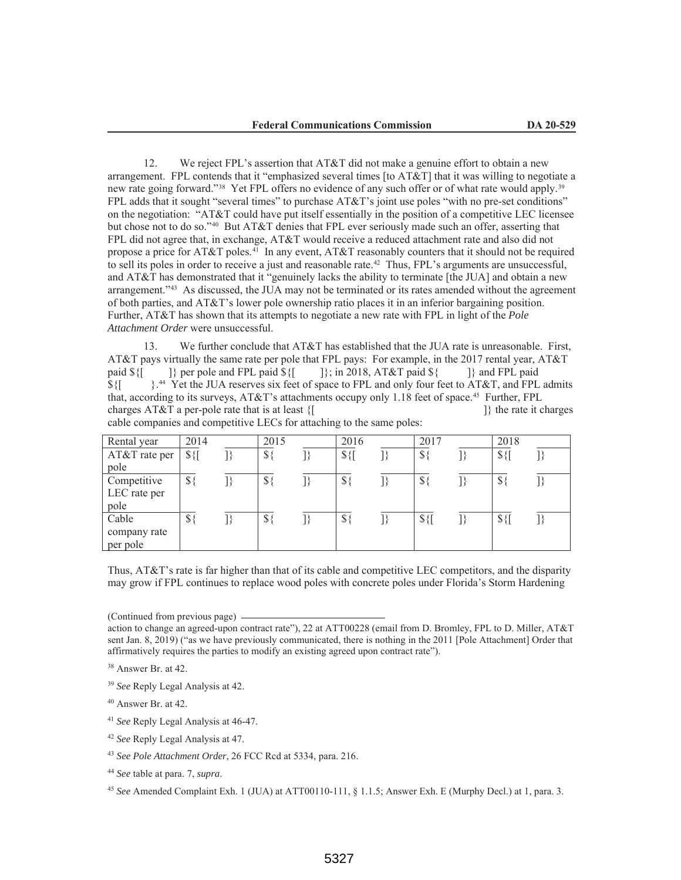12. We reject FPL's assertion that AT&T did not make a genuine effort to obtain a new arrangement. FPL contends that it "emphasized several times [to AT&T] that it was willing to negotiate a new rate going forward."[38] Yet FPL offers no evidence of any such offer or of what rate would apply.[39] FPL adds that it sought "several times" to purchase AT&T's joint use poles "with no pre-set conditions" on the negotiation: "AT&T could have put itself essentially in the position of a competitive LEC licensee but chose not to do so."[40] But AT&T denies that FPL ever seriously made such an offer, asserting that FPL did not agree that, in exchange, AT&T would receive a reduced attachment rate and also did not propose a price for AT&T poles.[41] In any event, AT&T reasonably counters that it should not be required to sell its poles in order to receive a just and reasonable rate.[42] Thus, FPL's arguments are unsuccessful, and AT&T has demonstrated that it "genuinely lacks the ability to terminate [the JUA] and obtain a new arrangement."[43] As discussed, the JUA may not be terminated or its rates amended without the agreement of both parties, and AT&T's lower pole ownership ratio places it in an inferior bargaining position. Further, AT&T has shown that its attempts to negotiate a new rate with FPL in light of the *Pole Attachment Order* were unsuccessful.

13. We further conclude that AT&T has established that the JUA rate is unreasonable. First, AT&T pays virtually the same rate per pole that FPL pays: For example, in the 2017 rental year, AT&T paid ${[ ]} per pole and FPL paid ${[ ]}; in 2018, AT&T paid ${ ]} and FPL paid ${[ }.[44] Yet the JUA reserves six feet of space to FPL and only four feet to AT&T, and FPL admits that, according to its surveys, AT&T's attachments occupy only 1.18 feet of space.[45] Further, FPL charges AT&T a per-pole rate that is at least {[ ]} the rate it charges cable companies and competitive LECs for attaching to the same poles:

| Rental year | 2014 | 2015 | 2016 | 2017 | 2018 |
|---|---|---|---|---|---|
| AT&T rate per pole | ${[ ]} | ${ ]} | ${[ ]} | ${ ]} | ${[ ]} |
| Competitive LEC rate per pole | ${ ]} | ${ ]} | ${ ]} | ${ ]} | ${ ]} |
| Cable company rate per pole | ${ ]} | ${ ]} | ${ ]} | ${[ ]} | ${[ ]} |

Thus, AT&T's rate is far higher than that of its cable and competitive LEC competitors, and the disparity may grow if FPL continues to replace wood poles with concrete poles under Florida's Storm Hardening

(Continued from previous page)
action to change an agreed-upon contract rate"), 22 at ATT00228 (email from D. Bromley, FPL to D. Miller, AT&T sent Jan. 8, 2019) ("as we have previously communicated, there is nothing in the 2011 [Pole Attachment] Order that affirmatively requires the parties to modify an existing agreed upon contract rate").

[38] Answer Br. at 42.

[39] *See* Reply Legal Analysis at 42.

[40] Answer Br. at 42.

[41] *See* Reply Legal Analysis at 46-47.

[42] *See* Reply Legal Analysis at 47.

[43] *See Pole Attachment Order*, 26 FCC Rcd at 5334, para. 216.

[44] *See* table at para. 7, *supra*.

[45] *See* Amended Complaint Exh. 1 (JUA) at ATT00110-111, § 1.1.5; Answer Exh. E (Murphy Decl.) at 1, para. 3.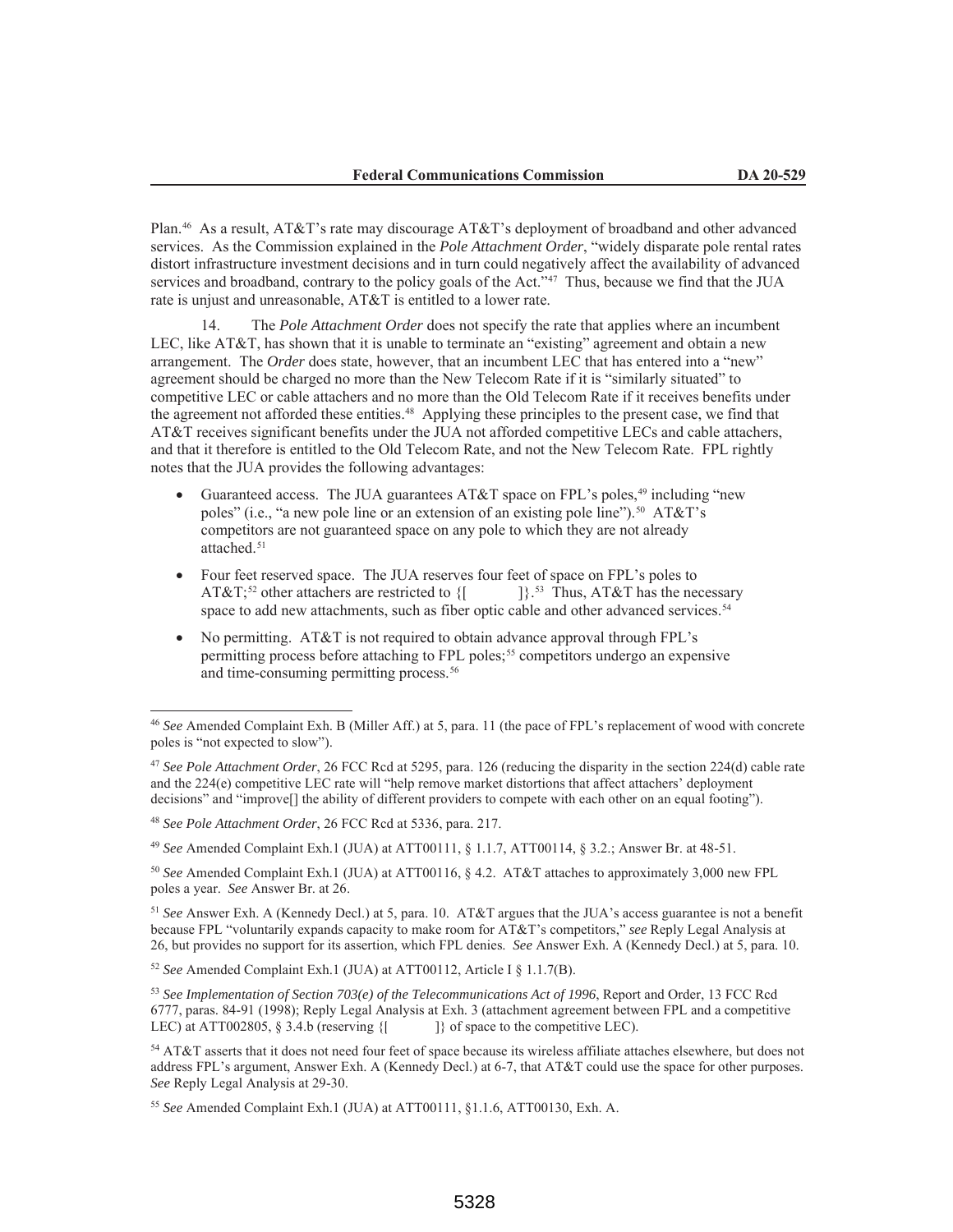Plan.[46] As a result, AT&T's rate may discourage AT&T's deployment of broadband and other advanced services. As the Commission explained in the *Pole Attachment Order*, "widely disparate pole rental rates distort infrastructure investment decisions and in turn could negatively affect the availability of advanced services and broadband, contrary to the policy goals of the Act."[47] Thus, because we find that the JUA rate is unjust and unreasonable, AT&T is entitled to a lower rate.

14. The *Pole Attachment Order* does not specify the rate that applies where an incumbent LEC, like AT&T, has shown that it is unable to terminate an "existing" agreement and obtain a new arrangement. The *Order* does state, however, that an incumbent LEC that has entered into a "new" agreement should be charged no more than the New Telecom Rate if it is "similarly situated" to competitive LEC or cable attachers and no more than the Old Telecom Rate if it receives benefits under the agreement not afforded these entities.[48] Applying these principles to the present case, we find that AT&T receives significant benefits under the JUA not afforded competitive LECs and cable attachers, and that it therefore is entitled to the Old Telecom Rate, and not the New Telecom Rate. FPL rightly notes that the JUA provides the following advantages:

- Guaranteed access. The JUA guarantees AT&T space on FPL's poles,[49] including "new poles" (i.e., "a new pole line or an extension of an existing pole line").[50] AT&T's competitors are not guaranteed space on any pole to which they are not already attached.[51]
- Four feet reserved space. The JUA reserves four feet of space on FPL's poles to AT&T;[52] other attachers are restricted to {[ ]}.[53] Thus, AT&T has the necessary space to add new attachments, such as fiber optic cable and other advanced services.[54]
- No permitting. AT&T is not required to obtain advance approval through FPL's permitting process before attaching to FPL poles;[55] competitors undergo an expensive and time-consuming permitting process.[56]

---

[46] *See* Amended Complaint Exh. B (Miller Aff.) at 5, para. 11 (the pace of FPL's replacement of wood with concrete poles is "not expected to slow").

[47] *See Pole Attachment Order*, 26 FCC Rcd at 5295, para. 126 (reducing the disparity in the section 224(d) cable rate and the 224(e) competitive LEC rate will "help remove market distortions that affect attachers' deployment decisions" and "improve[] the ability of different providers to compete with each other on an equal footing").

[48] *See Pole Attachment Order*, 26 FCC Rcd at 5336, para. 217.

[49] *See* Amended Complaint Exh.1 (JUA) at ATT00111, § 1.1.7, ATT00114, § 3.2.; Answer Br. at 48-51.

[50] *See* Amended Complaint Exh.1 (JUA) at ATT00116, § 4.2. AT&T attaches to approximately 3,000 new FPL poles a year. *See* Answer Br. at 26.

[51] *See* Answer Exh. A (Kennedy Decl.) at 5, para. 10. AT&T argues that the JUA's access guarantee is not a benefit because FPL "voluntarily expands capacity to make room for AT&T's competitors," *see* Reply Legal Analysis at 26, but provides no support for its assertion, which FPL denies. *See* Answer Exh. A (Kennedy Decl.) at 5, para. 10.

[52] *See* Amended Complaint Exh.1 (JUA) at ATT00112, Article I § 1.1.7(B).

[53] *See Implementation of Section 703(e) of the Telecommunications Act of 1996*, Report and Order, 13 FCC Rcd 6777, paras. 84-91 (1998); Reply Legal Analysis at Exh. 3 (attachment agreement between FPL and a competitive LEC) at ATT002805, § 3.4.b (reserving {[ ]} of space to the competitive LEC).

[54] AT&T asserts that it does not need four feet of space because its wireless affiliate attaches elsewhere, but does not address FPL's argument, Answer Exh. A (Kennedy Decl.) at 6-7, that AT&T could use the space for other purposes. *See* Reply Legal Analysis at 29-30.

[55] *See* Amended Complaint Exh.1 (JUA) at ATT00111, §1.1.6, ATT00130, Exh. A.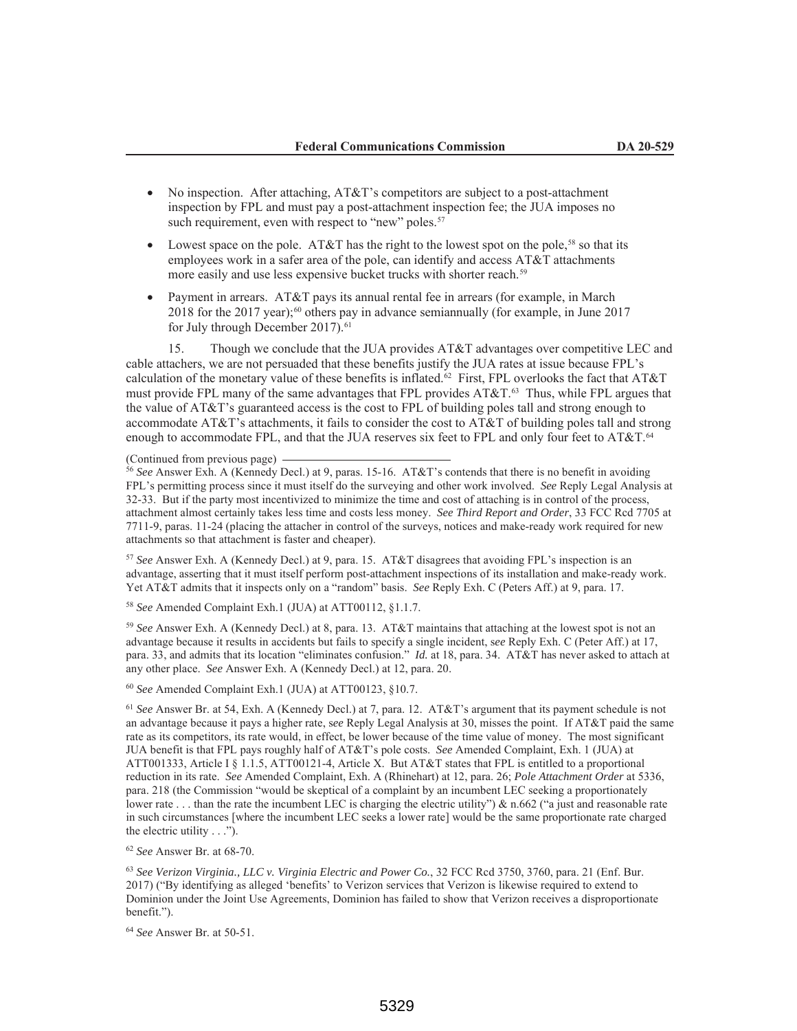- No inspection. After attaching, AT&T's competitors are subject to a post-attachment inspection by FPL and must pay a post-attachment inspection fee; the JUA imposes no such requirement, even with respect to "new" poles.[57]

- Lowest space on the pole. AT&T has the right to the lowest spot on the pole,[58] so that its employees work in a safer area of the pole, can identify and access AT&T attachments more easily and use less expensive bucket trucks with shorter reach.[59]

- Payment in arrears. AT&T pays its annual rental fee in arrears (for example, in March 2018 for the 2017 year);[60] others pay in advance semiannually (for example, in June 2017 for July through December 2017).[61]

15. Though we conclude that the JUA provides AT&T advantages over competitive LEC and cable attachers, we are not persuaded that these benefits justify the JUA rates at issue because FPL's calculation of the monetary value of these benefits is inflated.[62] First, FPL overlooks the fact that AT&T must provide FPL many of the same advantages that FPL provides AT&T.[63] Thus, while FPL argues that the value of AT&T's guaranteed access is the cost to FPL of building poles tall and strong enough to accommodate AT&T's attachments, it fails to consider the cost to AT&T of building poles tall and strong enough to accommodate FPL, and that the JUA reserves six feet to FPL and only four feet to AT&T.[64]

(Continued from previous page)

[56] *See* Answer Exh. A (Kennedy Decl.) at 9, paras. 15-16. AT&T's contends that there is no benefit in avoiding FPL's permitting process since it must itself do the surveying and other work involved. *See* Reply Legal Analysis at 32-33. But if the party most incentivized to minimize the time and cost of attaching is in control of the process, attachment almost certainly takes less time and costs less money. *See Third Report and Order*, 33 FCC Rcd 7705 at 7711-9, paras. 11-24 (placing the attacher in control of the surveys, notices and make-ready work required for new attachments so that attachment is faster and cheaper).

[57] *See* Answer Exh. A (Kennedy Decl.) at 9, para. 15. AT&T disagrees that avoiding FPL's inspection is an advantage, asserting that it must itself perform post-attachment inspections of its installation and make-ready work. Yet AT&T admits that it inspects only on a "random" basis. *See* Reply Exh. C (Peters Aff.) at 9, para. 17.

[58] *See* Amended Complaint Exh.1 (JUA) at ATT00112, §1.1.7.

[59] *See* Answer Exh. A (Kennedy Decl.) at 8, para. 13. AT&T maintains that attaching at the lowest spot is not an advantage because it results in accidents but fails to specify a single incident, s*ee* Reply Exh. C (Peter Aff.) at 17, para. 33, and admits that its location "eliminates confusion." *Id.* at 18, para. 34. AT&T has never asked to attach at any other place. *See* Answer Exh. A (Kennedy Decl.) at 12, para. 20.

[60] *See* Amended Complaint Exh.1 (JUA) at ATT00123, §10.7.

[61] *See* Answer Br. at 54, Exh. A (Kennedy Decl.) at 7, para. 12. AT&T's argument that its payment schedule is not an advantage because it pays a higher rate, s*ee* Reply Legal Analysis at 30, misses the point. If AT&T paid the same rate as its competitors, its rate would, in effect, be lower because of the time value of money. The most significant JUA benefit is that FPL pays roughly half of AT&T's pole costs. *See* Amended Complaint, Exh. 1 (JUA) at ATT001333, Article I § 1.1.5, ATT00121-4, Article X. But AT&T states that FPL is entitled to a proportional reduction in its rate. *See* Amended Complaint, Exh. A (Rhinehart) at 12, para. 26; *Pole Attachment Order* at 5336, para. 218 (the Commission "would be skeptical of a complaint by an incumbent LEC seeking a proportionately lower rate . . . than the rate the incumbent LEC is charging the electric utility") & n.662 ("a just and reasonable rate in such circumstances [where the incumbent LEC seeks a lower rate] would be the same proportionate rate charged the electric utility . . .").

[62] *See* Answer Br. at 68-70.

[63] *See Verizon Virginia., LLC v. Virginia Electric and Power Co.*, 32 FCC Rcd 3750, 3760, para. 21 (Enf. Bur. 2017) ("By identifying as alleged 'benefits' to Verizon services that Verizon is likewise required to extend to Dominion under the Joint Use Agreements, Dominion has failed to show that Verizon receives a disproportionate benefit.").

[64] *See* Answer Br. at 50-51.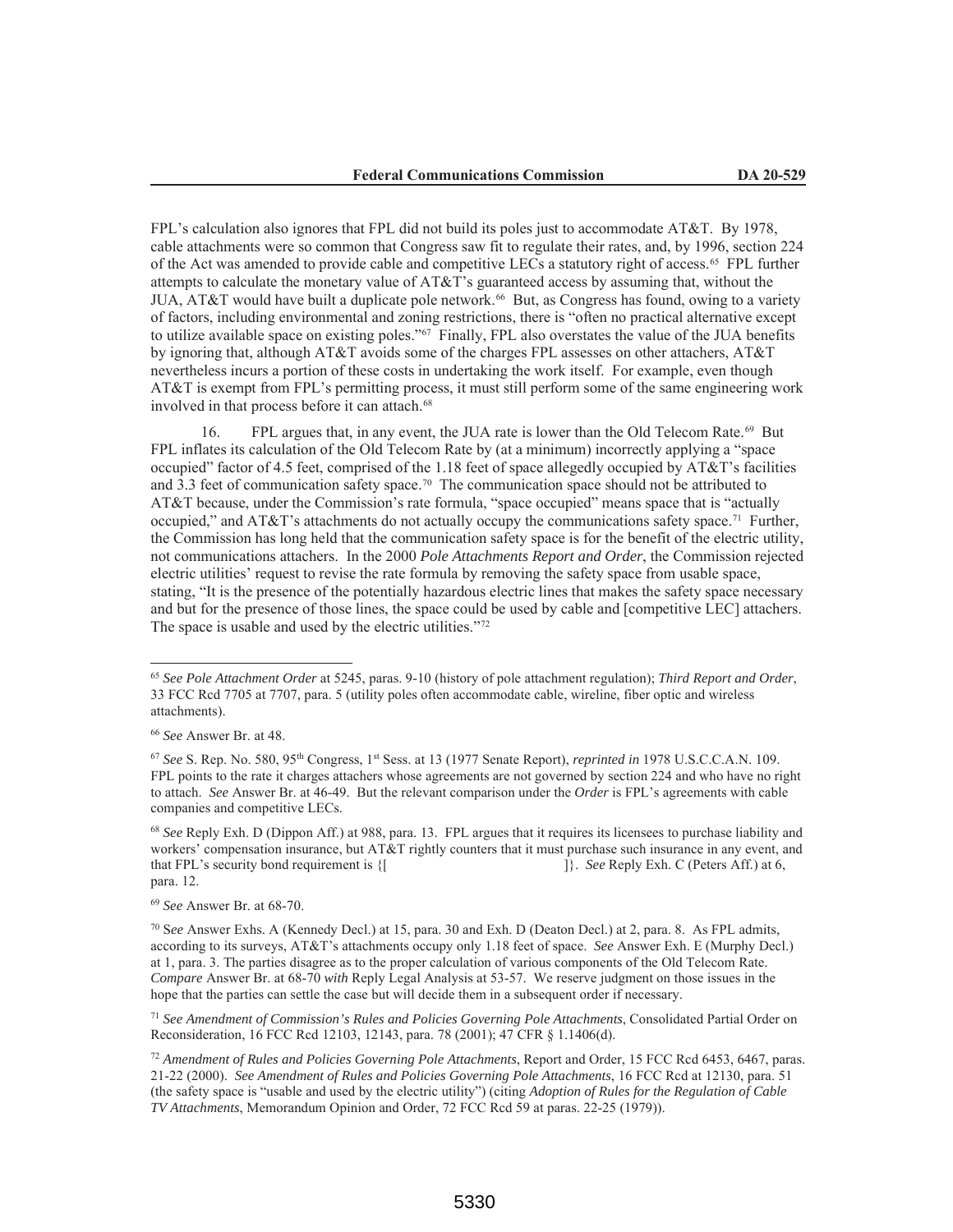FPL's calculation also ignores that FPL did not build its poles just to accommodate AT&T. By 1978, cable attachments were so common that Congress saw fit to regulate their rates, and, by 1996, section 224 of the Act was amended to provide cable and competitive LECs a statutory right of access.[65] FPL further attempts to calculate the monetary value of AT&T's guaranteed access by assuming that, without the JUA, AT&T would have built a duplicate pole network.[66] But, as Congress has found, owing to a variety of factors, including environmental and zoning restrictions, there is "often no practical alternative except to utilize available space on existing poles."[67] Finally, FPL also overstates the value of the JUA benefits by ignoring that, although AT&T avoids some of the charges FPL assesses on other attachers, AT&T nevertheless incurs a portion of these costs in undertaking the work itself. For example, even though AT&T is exempt from FPL's permitting process, it must still perform some of the same engineering work involved in that process before it can attach.[68]

16. FPL argues that, in any event, the JUA rate is lower than the Old Telecom Rate.[69] But FPL inflates its calculation of the Old Telecom Rate by (at a minimum) incorrectly applying a "space occupied" factor of 4.5 feet, comprised of the 1.18 feet of space allegedly occupied by AT&T's facilities and 3.3 feet of communication safety space.[70] The communication space should not be attributed to AT&T because, under the Commission's rate formula, "space occupied" means space that is "actually occupied," and AT&T's attachments do not actually occupy the communications safety space.[71] Further, the Commission has long held that the communication safety space is for the benefit of the electric utility, not communications attachers. In the 2000 *Pole Attachments Report and Order*, the Commission rejected electric utilities' request to revise the rate formula by removing the safety space from usable space, stating, "It is the presence of the potentially hazardous electric lines that makes the safety space necessary and but for the presence of those lines, the space could be used by cable and [competitive LEC] attachers. The space is usable and used by the electric utilities."[72]

---

[65] *See Pole Attachment Order* at 5245, paras. 9-10 (history of pole attachment regulation); *Third Report and Order*, 33 FCC Rcd 7705 at 7707, para. 5 (utility poles often accommodate cable, wireline, fiber optic and wireless attachments).

[66] *See* Answer Br. at 48.

[67] *See* S. Rep. No. 580, 95th Congress, 1st Sess. at 13 (1977 Senate Report), *reprinted in* 1978 U.S.C.C.A.N. 109. FPL points to the rate it charges attachers whose agreements are not governed by section 224 and who have no right to attach. *See* Answer Br. at 46-49. But the relevant comparison under the *Order* is FPL's agreements with cable companies and competitive LECs.

[68] *See* Reply Exh. D (Dippon Aff.) at 988, para. 13. FPL argues that it requires its licensees to purchase liability and workers' compensation insurance, but AT&T rightly counters that it must purchase such insurance in any event, and that FPL's security bond requirement is {[ ]}. *See* Reply Exh. C (Peters Aff.) at 6, para. 12.

[69] *See* Answer Br. at 68-70.

[70] S*ee* Answer Exhs. A (Kennedy Decl.) at 15, para. 30 and Exh. D (Deaton Decl.) at 2, para. 8. As FPL admits, according to its surveys, AT&T's attachments occupy only 1.18 feet of space. *See* Answer Exh. E (Murphy Decl.) at 1, para. 3. The parties disagree as to the proper calculation of various components of the Old Telecom Rate. *Compare* Answer Br. at 68-70 *with* Reply Legal Analysis at 53-57. We reserve judgment on those issues in the hope that the parties can settle the case but will decide them in a subsequent order if necessary.

[71] *See Amendment of Commission's Rules and Policies Governing Pole Attachments*, Consolidated Partial Order on Reconsideration, 16 FCC Rcd 12103, 12143, para. 78 (2001); 47 CFR § 1.1406(d).

[72] *Amendment of Rules and Policies Governing Pole Attachments*, Report and Order, 15 FCC Rcd 6453, 6467, paras. 21-22 (2000). *See Amendment of Rules and Policies Governing Pole Attachments*, 16 FCC Rcd at 12130, para. 51 (the safety space is "usable and used by the electric utility") (citing *Adoption of Rules for the Regulation of Cable TV Attachments*, Memorandum Opinion and Order, 72 FCC Rcd 59 at paras. 22-25 (1979)).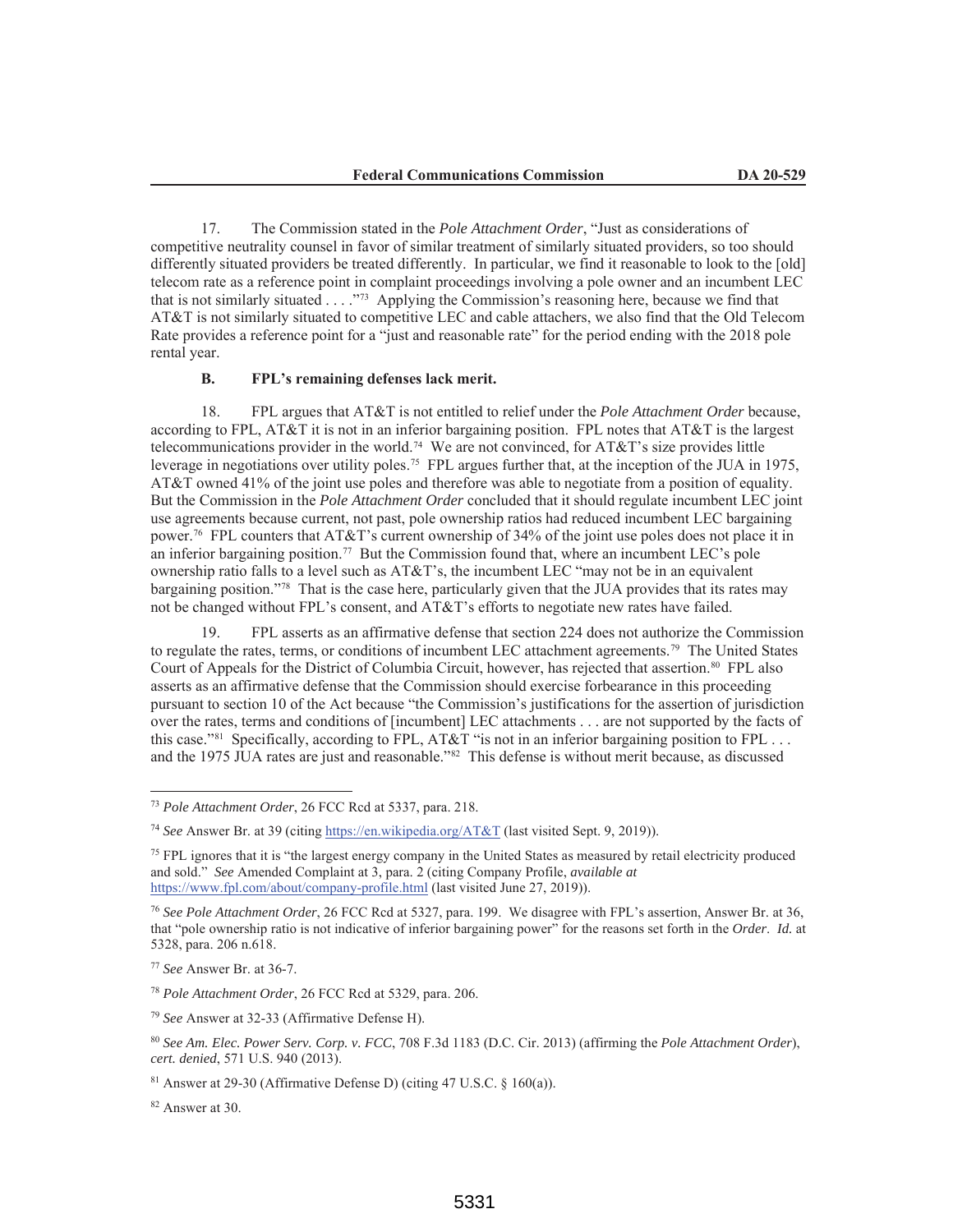17. The Commission stated in the *Pole Attachment Order*, "Just as considerations of competitive neutrality counsel in favor of similar treatment of similarly situated providers, so too should differently situated providers be treated differently. In particular, we find it reasonable to look to the [old] telecom rate as a reference point in complaint proceedings involving a pole owner and an incumbent LEC that is not similarly situated . . . ."[73] Applying the Commission's reasoning here, because we find that AT&T is not similarly situated to competitive LEC and cable attachers, we also find that the Old Telecom Rate provides a reference point for a "just and reasonable rate" for the period ending with the 2018 pole rental year.

### B. FPL's remaining defenses lack merit.

18. FPL argues that AT&T is not entitled to relief under the *Pole Attachment Order* because, according to FPL, AT&T it is not in an inferior bargaining position. FPL notes that AT&T is the largest telecommunications provider in the world.[74] We are not convinced, for AT&T's size provides little leverage in negotiations over utility poles.[75] FPL argues further that, at the inception of the JUA in 1975, AT&T owned 41% of the joint use poles and therefore was able to negotiate from a position of equality. But the Commission in the *Pole Attachment Order* concluded that it should regulate incumbent LEC joint use agreements because current, not past, pole ownership ratios had reduced incumbent LEC bargaining power.[76] FPL counters that AT&T's current ownership of 34% of the joint use poles does not place it in an inferior bargaining position.[77] But the Commission found that, where an incumbent LEC's pole ownership ratio falls to a level such as AT&T's, the incumbent LEC "may not be in an equivalent bargaining position."[78] That is the case here, particularly given that the JUA provides that its rates may not be changed without FPL's consent, and AT&T's efforts to negotiate new rates have failed.

19. FPL asserts as an affirmative defense that section 224 does not authorize the Commission to regulate the rates, terms, or conditions of incumbent LEC attachment agreements.[79] The United States Court of Appeals for the District of Columbia Circuit, however, has rejected that assertion.[80] FPL also asserts as an affirmative defense that the Commission should exercise forbearance in this proceeding pursuant to section 10 of the Act because "the Commission's justifications for the assertion of jurisdiction over the rates, terms and conditions of [incumbent] LEC attachments . . . are not supported by the facts of this case."[81] Specifically, according to FPL, AT&T "is not in an inferior bargaining position to FPL . . . and the 1975 JUA rates are just and reasonable."[82] This defense is without merit because, as discussed

---

[73] *Pole Attachment Order*, 26 FCC Rcd at 5337, para. 218.

[74] *See* Answer Br. at 39 (citing https://en.wikipedia.org/AT&T (last visited Sept. 9, 2019)).

[75] FPL ignores that it is "the largest energy company in the United States as measured by retail electricity produced and sold." *See* Amended Complaint at 3, para. 2 (citing Company Profile, *available at* https://www.fpl.com/about/company-profile.html (last visited June 27, 2019)).

[76] *See Pole Attachment Order*, 26 FCC Rcd at 5327, para. 199. We disagree with FPL's assertion, Answer Br. at 36, that "pole ownership ratio is not indicative of inferior bargaining power" for the reasons set forth in the *Order*. *Id.* at 5328, para. 206 n.618.

[77] *See* Answer Br. at 36-7.

[78] *Pole Attachment Order*, 26 FCC Rcd at 5329, para. 206.

[79] *See* Answer at 32-33 (Affirmative Defense H).

[80] *See Am. Elec. Power Serv. Corp. v. FCC*, 708 F.3d 1183 (D.C. Cir. 2013) (affirming the *Pole Attachment Order*), *cert. denied*, 571 U.S. 940 (2013).

[81] Answer at 29-30 (Affirmative Defense D) (citing 47 U.S.C. § 160(a)).

[82] Answer at 30.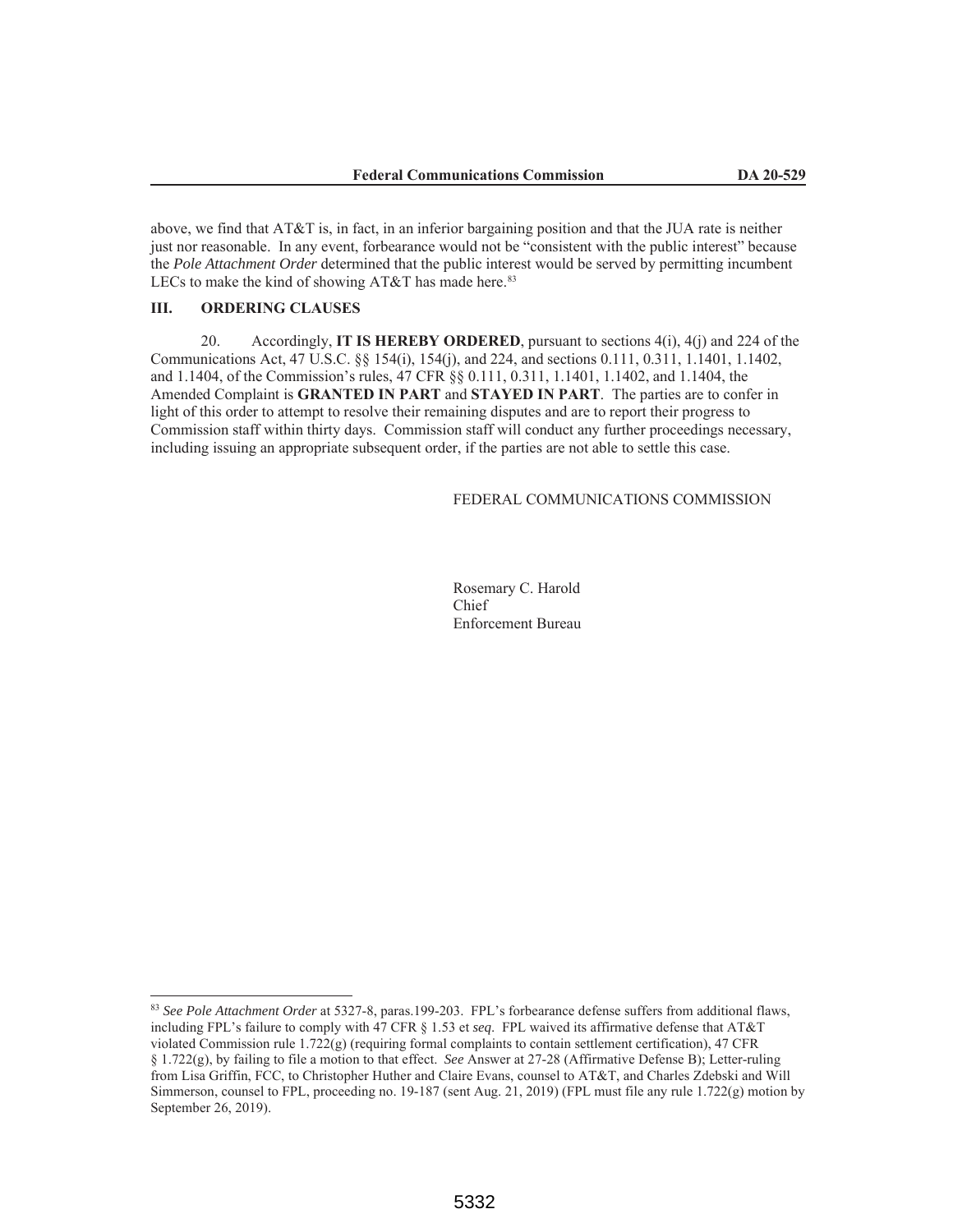above, we find that AT&T is, in fact, in an inferior bargaining position and that the JUA rate is neither just nor reasonable. In any event, forbearance would not be "consistent with the public interest" because the *Pole Attachment Order* determined that the public interest would be served by permitting incumbent LECs to make the kind of showing AT&T has made here.[83]

## III. ORDERING CLAUSES

20. Accordingly, **IT IS HEREBY ORDERED**, pursuant to sections 4(i), 4(j) and 224 of the Communications Act, 47 U.S.C. §§ 154(i), 154(j), and 224, and sections 0.111, 0.311, 1.1401, 1.1402, and 1.1404, of the Commission's rules, 47 CFR §§ 0.111, 0.311, 1.1401, 1.1402, and 1.1404, the Amended Complaint is **GRANTED IN PART** and **STAYED IN PART**. The parties are to confer in light of this order to attempt to resolve their remaining disputes and are to report their progress to Commission staff within thirty days. Commission staff will conduct any further proceedings necessary, including issuing an appropriate subsequent order, if the parties are not able to settle this case.

FEDERAL COMMUNICATIONS COMMISSION

Rosemary C. Harold
Chief
Enforcement Bureau

---

[83] *See Pole Attachment Order* at 5327-8, paras.199-203. FPL's forbearance defense suffers from additional flaws, including FPL's failure to comply with 47 CFR § 1.53 et *seq*. FPL waived its affirmative defense that AT&T violated Commission rule 1.722(g) (requiring formal complaints to contain settlement certification), 47 CFR § 1.722(g), by failing to file a motion to that effect. *See* Answer at 27-28 (Affirmative Defense B); Letter-ruling from Lisa Griffin, FCC, to Christopher Huther and Claire Evans, counsel to AT&T, and Charles Zdebski and Will Simmerson, counsel to FPL, proceeding no. 19-187 (sent Aug. 21, 2019) (FPL must file any rule 1.722(g) motion by September 26, 2019).